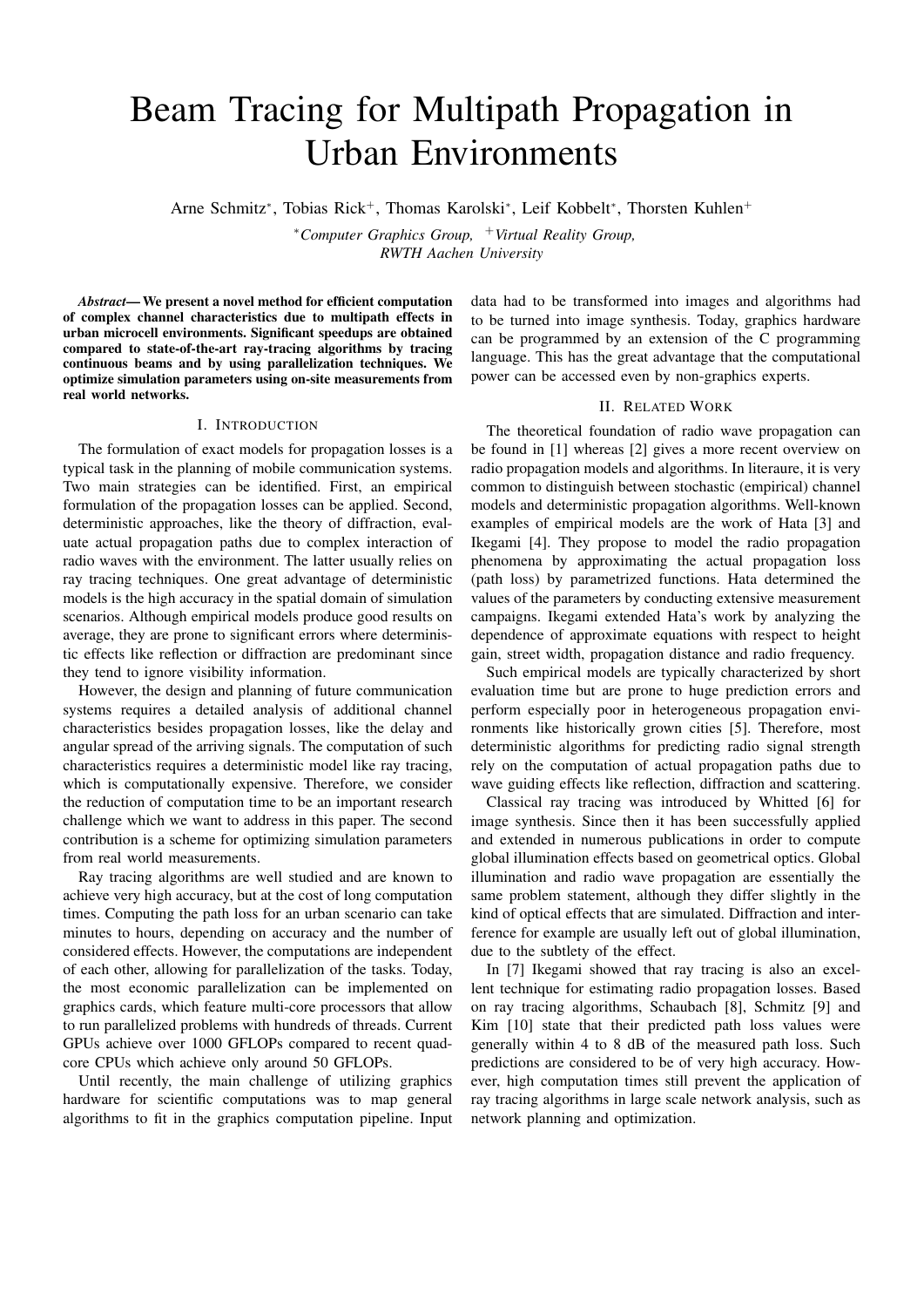# Beam Tracing for Multipath Propagation in Urban Environments

Arne Schmitz*, Tobias Rick+, Thomas Karolski*, Leif Kobbelt*, Thorsten Kuhlen+

*Computer Graphics Group, +Virtual Reality Group,
RWTH Aachen University

***Abstract*— We present a novel method for efficient computation of complex channel characteristics due to multipath effects in urban microcell environments. Significant speedups are obtained compared to state-of-the-art ray-tracing algorithms by tracing continuous beams and by using parallelization techniques. We optimize simulation parameters using on-site measurements from real world networks.**

## I. Introduction

The formulation of exact models for propagation losses is a typical task in the planning of mobile communication systems. Two main strategies can be identified. First, an empirical formulation of the propagation losses can be applied. Second, deterministic approaches, like the theory of diffraction, evaluate actual propagation paths due to complex interaction of radio waves with the environment. The latter usually relies on ray tracing techniques. One great advantage of deterministic models is the high accuracy in the spatial domain of simulation scenarios. Although empirical models produce good results on average, they are prone to significant errors where deterministic effects like reflection or diffraction are predominant since they tend to ignore visibility information.

However, the design and planning of future communication systems requires a detailed analysis of additional channel characteristics besides propagation losses, like the delay and angular spread of the arriving signals. The computation of such characteristics requires a deterministic model like ray tracing, which is computationally expensive. Therefore, we consider the reduction of computation time to be an important research challenge which we want to address in this paper. The second contribution is a scheme for optimizing simulation parameters from real world measurements.

Ray tracing algorithms are well studied and are known to achieve very high accuracy, but at the cost of long computation times. Computing the path loss for an urban scenario can take minutes to hours, depending on accuracy and the number of considered effects. However, the computations are independent of each other, allowing for parallelization of the tasks. Today, the most economic parallelization can be implemented on graphics cards, which feature multi-core processors that allow to run parallelized problems with hundreds of threads. Current GPUs achieve over 1000 GFLOPs compared to recent quad-core CPUs which achieve only around 50 GFLOPs.

Until recently, the main challenge of utilizing graphics hardware for scientific computations was to map general algorithms to fit in the graphics computation pipeline. Input data had to be transformed into images and algorithms had to be turned into image synthesis. Today, graphics hardware can be programmed by an extension of the C programming language. This has the great advantage that the computational power can be accessed even by non-graphics experts.

## II. Related Work

The theoretical foundation of radio wave propagation can be found in [1] whereas [2] gives a more recent overview on radio propagation models and algorithms. In literaure, it is very common to distinguish between stochastic (empirical) channel models and deterministic propagation algorithms. Well-known examples of empirical models are the work of Hata [3] and Ikegami [4]. They propose to model the radio propagation phenomena by approximating the actual propagation loss (path loss) by parametrized functions. Hata determined the values of the parameters by conducting extensive measurement campaigns. Ikegami extended Hata's work by analyzing the dependence of approximate equations with respect to height gain, street width, propagation distance and radio frequency.

Such empirical models are typically characterized by short evaluation time but are prone to huge prediction errors and perform especially poor in heterogeneous propagation environments like historically grown cities [5]. Therefore, most deterministic algorithms for predicting radio signal strength rely on the computation of actual propagation paths due to wave guiding effects like reflection, diffraction and scattering.

Classical ray tracing was introduced by Whitted [6] for image synthesis. Since then it has been successfully applied and extended in numerous publications in order to compute global illumination effects based on geometrical optics. Global illumination and radio wave propagation are essentially the same problem statement, although they differ slightly in the kind of optical effects that are simulated. Diffraction and interference for example are usually left out of global illumination, due to the subtlety of the effect.

In [7] Ikegami showed that ray tracing is also an excellent technique for estimating radio propagation losses. Based on ray tracing algorithms, Schaubach [8], Schmitz [9] and Kim [10] state that their predicted path loss values were generally within 4 to 8 dB of the measured path loss. Such predictions are considered to be of very high accuracy. However, high computation times still prevent the application of ray tracing algorithms in large scale network analysis, such as network planning and optimization.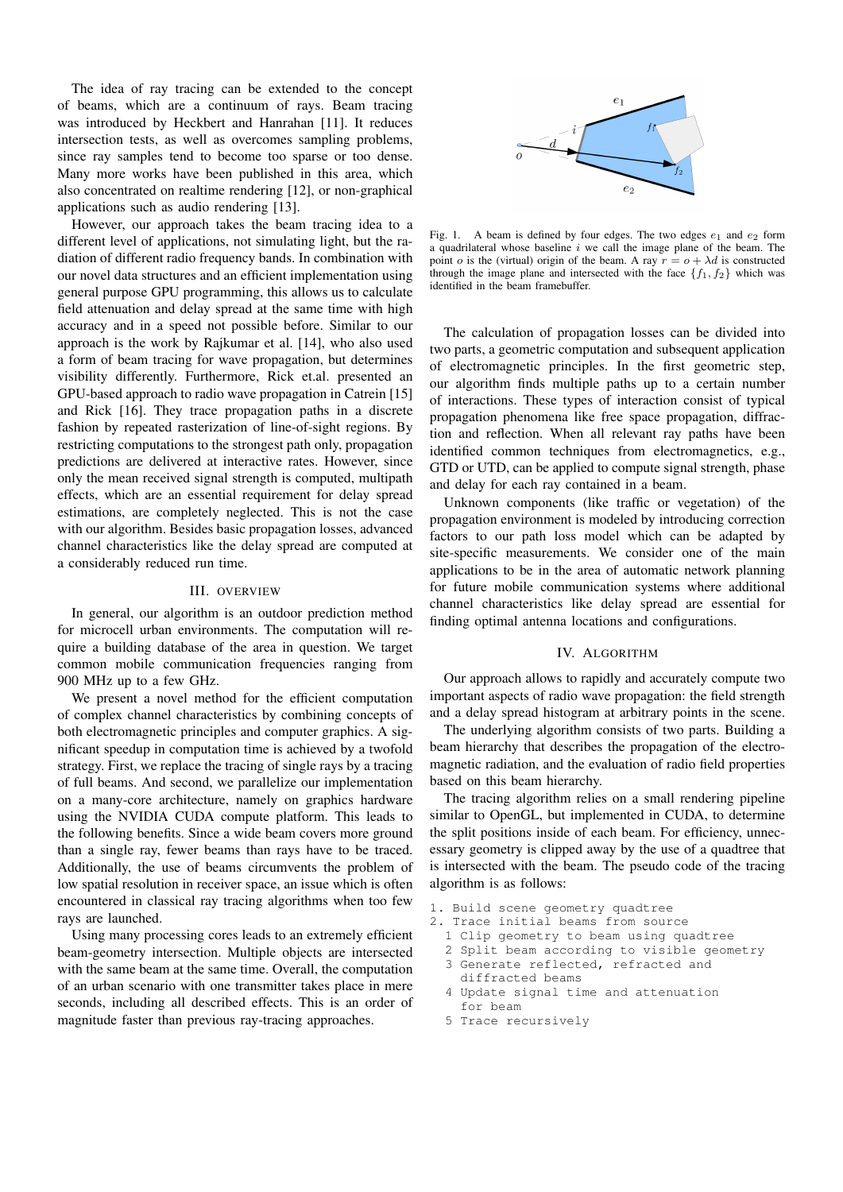The idea of ray tracing can be extended to the concept of beams, which are a continuum of rays. Beam tracing was introduced by Heckbert and Hanrahan [11]. It reduces intersection tests, as well as overcomes sampling problems, since ray samples tend to become too sparse or too dense. Many more works have been published in this area, which also concentrated on realtime rendering [12], or non-graphical applications such as audio rendering [13].

However, our approach takes the beam tracing idea to a different level of applications, not simulating light, but the radiation of different radio frequency bands. In combination with our novel data structures and an efficient implementation using general purpose GPU programming, this allows us to calculate field attenuation and delay spread at the same time with high accuracy and in a speed not possible before. Similar to our approach is the work by Rajkumar et al. [14], who also used a form of beam tracing for wave propagation, but determines visibility differently. Furthermore, Rick et.al. presented an GPU-based approach to radio wave propagation in Catrein [15] and Rick [16]. They trace propagation paths in a discrete fashion by repeated rasterization of line-of-sight regions. By restricting computations to the strongest path only, propagation predictions are delivered at interactive rates. However, since only the mean received signal strength is computed, multipath effects, which are an essential requirement for delay spread estimations, are completely neglected. This is not the case with our algorithm. Besides basic propagation losses, advanced channel characteristics like the delay spread are computed at a considerably reduced run time.

## III. Overview

In general, our algorithm is an outdoor prediction method for microcell urban environments. The computation will require a building database of the area in question. We target common mobile communication frequencies ranging from 900 MHz up to a few GHz.

We present a novel method for the efficient computation of complex channel characteristics by combining concepts of both electromagnetic principles and computer graphics. A significant speedup in computation time is achieved by a twofold strategy. First, we replace the tracing of single rays by a tracing of full beams. And second, we parallelize our implementation on a many-core architecture, namely on graphics hardware using the NVIDIA CUDA compute platform. This leads to the following benefits. Since a wide beam covers more ground than a single ray, fewer beams than rays have to be traced. Additionally, the use of beams circumvents the problem of low spatial resolution in receiver space, an issue which is often encountered in classical ray tracing algorithms when too few rays are launched.

Using many processing cores leads to an extremely efficient beam-geometry intersection. Multiple objects are intersected with the same beam at the same time. Overall, the computation of an urban scenario with one transmitter takes place in mere seconds, including all described effects. This is an order of magnitude faster than previous ray-tracing approaches.

Fig. 1. A beam is defined by four edges. The two edges $e_1$ and $e_2$ form a quadrilateral whose baseline $i$ we call the image plane of the beam. The point $o$ is the (virtual) origin of the beam. A ray $r = o + \lambda d$ is constructed through the image plane and intersected with the face $\{f_1, f_2\}$ which was identified in the beam framebuffer.

The calculation of propagation losses can be divided into two parts, a geometric computation and subsequent application of electromagnetic principles. In the first geometric step, our algorithm finds multiple paths up to a certain number of interactions. These types of interaction consist of typical propagation phenomena like free space propagation, diffraction and reflection. When all relevant ray paths have been identified common techniques from electromagnetics, e.g., GTD or UTD, can be applied to compute signal strength, phase and delay for each ray contained in a beam.

Unknown components (like traffic or vegetation) of the propagation environment is modeled by introducing correction factors to our path loss model which can be adapted by site-specific measurements. We consider one of the main applications to be in the area of automatic network planning for future mobile communication systems where additional channel characteristics like delay spread are essential for finding optimal antenna locations and configurations.

## IV. Algorithm

Our approach allows to rapidly and accurately compute two important aspects of radio wave propagation: the field strength and a delay spread histogram at arbitrary points in the scene.

The underlying algorithm consists of two parts. Building a beam hierarchy that describes the propagation of the electromagnetic radiation, and the evaluation of radio field properties based on this beam hierarchy.

The tracing algorithm relies on a small rendering pipeline similar to OpenGL, but implemented in CUDA, to determine the split positions inside of each beam. For efficiency, unnecessary geometry is clipped away by the use of a quadtree that is intersected with the beam. The pseudo code of the tracing algorithm is as follows:

```
1. Build scene geometry quadtree
2. Trace initial beams from source
   1 Clip geometry to beam using quadtree
   2 Split beam according to visible geometry
   3 Generate reflected, refracted and
     diffracted beams
   4 Update signal time and attenuation
     for beam
   5 Trace recursively
```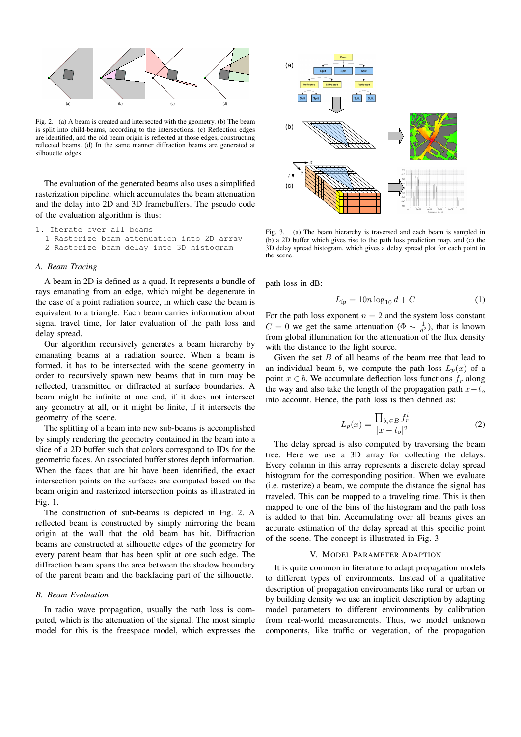(a) (b) (c) (d)

Fig. 2. (a) A beam is created and intersected with the geometry. (b) The beam is split into child-beams, according to the intersections. (c) Reflection edges are identified, and the old beam origin is reflected at those edges, constructing reflected beams. (d) In the same manner diffraction beams are generated at silhouette edges.

The evaluation of the generated beams also uses a simplified rasterization pipeline, which accumulates the beam attenuation and the delay into 2D and 3D framebuffers. The pseudo code of the evaluation algorithm is thus:

```
1. Iterate over all beams
  1 Rasterize beam attenuation into 2D array
  2 Rasterize beam delay into 3D histogram
```

### A. Beam Tracing

A beam in 2D is defined as a quad. It represents a bundle of rays emanating from an edge, which might be degenerate in the case of a point radiation source, in which case the beam is equivalent to a triangle. Each beam carries information about signal travel time, for later evaluation of the path loss and delay spread.

Our algorithm recursively generates a beam hierarchy by emanating beams at a radiation source. When a beam is formed, it has to be intersected with the scene geometry in order to recursively spawn new beams that in turn may be reflected, transmitted or diffracted at surface boundaries. A beam might be infinite at one end, if it does not intersect any geometry at all, or it might be finite, if it intersects the geometry of the scene.

The splitting of a beam into new sub-beams is accomplished by simply rendering the geometry contained in the beam into a slice of a 2D buffer such that colors correspond to IDs for the geometric faces. An associated buffer stores depth information. When the faces that are hit have been identified, the exact intersection points on the surfaces are computed based on the beam origin and rasterized intersection points as illustrated in Fig. 1.

The construction of sub-beams is depicted in Fig. 2. A reflected beam is constructed by simply mirroring the beam origin at the wall that the old beam has hit. Diffraction beams are constructed at silhouette edges of the geometry for every parent beam that has been split at one such edge. The diffraction beam spans the area between the shadow boundary of the parent beam and the backfacing part of the silhouette.

### B. Beam Evaluation

In radio wave propagation, usually the path loss is computed, which is the attenuation of the signal. The most simple model for this is the freespace model, which expresses the path loss in dB:

$$L_{\text{fp}} = 10n \log_{10} d + C \tag{1}$$

For the path loss exponent $n = 2$ and the system loss constant $C = 0$ we get the same attenuation ($\Phi \sim \frac{1}{d^2}$), that is known from global illumination for the attenuation of the flux density with the distance to the light source.

Given the set $B$ of all beams of the beam tree that lead to an individual beam $b$, we compute the path loss $L_p(x)$ of a point $x \in b$. We accumulate deflection loss functions $f_r$ along the way and also take the length of the propagation path $x - t_o$ into account. Hence, the path loss is then defined as:

$$L_p(x) = \frac{\prod_{b_i \in B} f_r^i}{|x - t_o|^2} \tag{2}$$

The delay spread is also computed by traversing the beam tree. Here we use a 3D array for collecting the delays. Every column in this array represents a discrete delay spread histogram for the corresponding position. When we evaluate (i.e. rasterize) a beam, we compute the distance the signal has traveled. This can be mapped to a traveling time. This is then mapped to one of the bins of the histogram and the path loss is added to that bin. Accumulating over all beams gives an accurate estimation of the delay spread at this specific point of the scene. The concept is illustrated in Fig. 3

(a) Root Split Split Split Reflected Diffracted Reflected Split Split Split Split

(b)

(c) x y t

Fig. 3. (a) The beam hierarchy is traversed and each beam is sampled in (b) a 2D buffer which gives rise to the path loss prediction map, and (c) the 3D delay spread histogram, which gives a delay spread plot for each point in the scene.

## V. Model Parameter Adaption

It is quite common in literature to adapt propagation models to different types of environments. Instead of a qualitative description of propagation environments like rural or urban or by building density we use an implicit description by adapting model parameters to different environments by calibration from real-world measurements. Thus, we model unknown components, like traffic or vegetation, of the propagation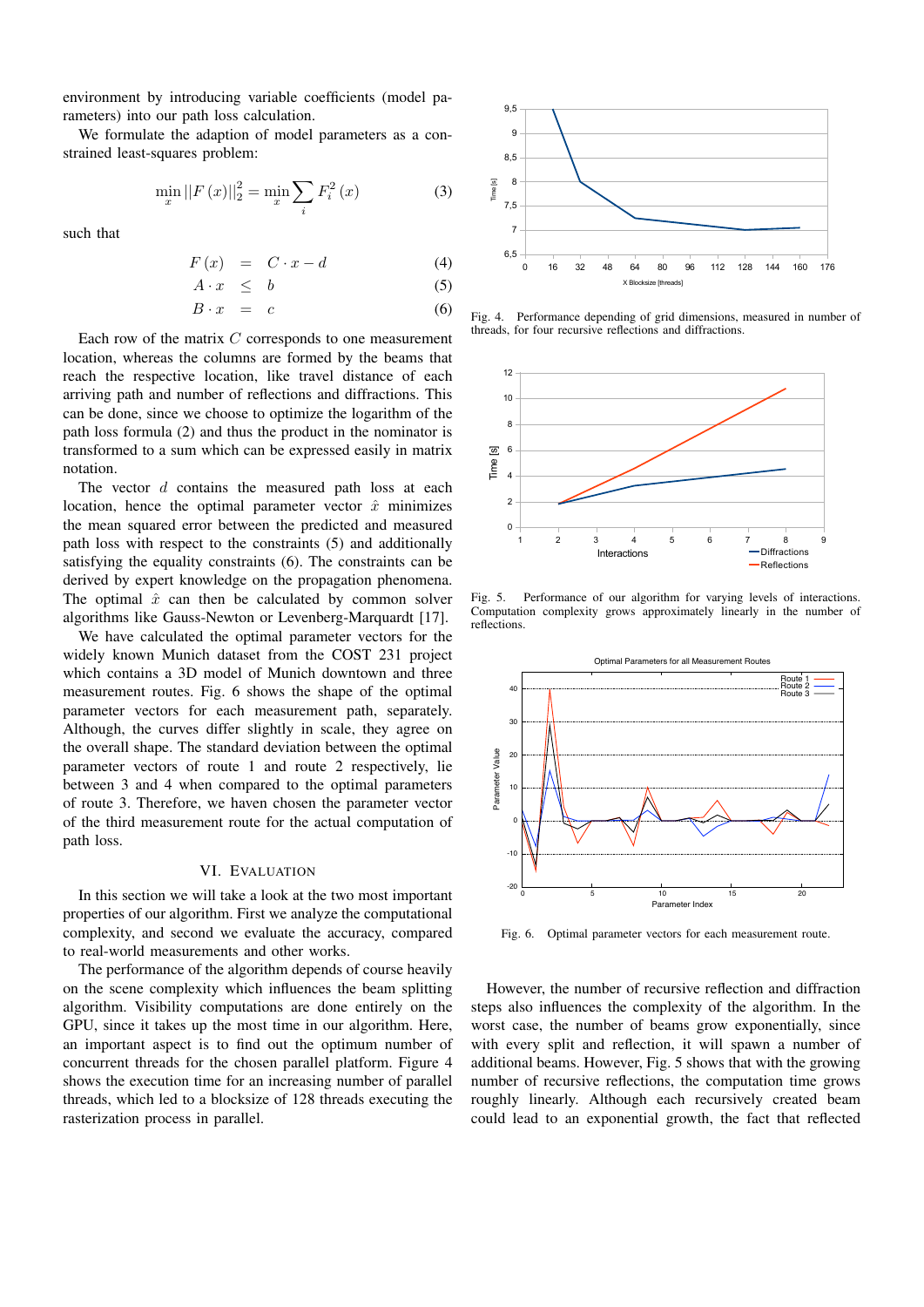environment by introducing variable coefficients (model parameters) into our path loss calculation.

We formulate the adaption of model parameters as a constrained least-squares problem:

$$\min_x \|F(x)\|_2^2 = \min_x \sum_i F_i^2(x) \tag{3}$$

such that

$$F(x) = C \cdot x - d \tag{4}$$

$$A \cdot x \leq b \tag{5}$$

$$B \cdot x = c \tag{6}$$

Each row of the matrix $C$ corresponds to one measurement location, whereas the columns are formed by the beams that reach the respective location, like travel distance of each arriving path and number of reflections and diffractions. This can be done, since we choose to optimize the logarithm of the path loss formula (2) and thus the product in the nominator is transformed to a sum which can be expressed easily in matrix notation.

The vector $d$ contains the measured path loss at each location, hence the optimal parameter vector $\hat{x}$ minimizes the mean squared error between the predicted and measured path loss with respect to the constraints (5) and additionally satisfying the equality constraints (6). The constraints can be derived by expert knowledge on the propagation phenomena. The optimal $\hat{x}$ can then be calculated by common solver algorithms like Gauss-Newton or Levenberg-Marquardt [17].

We have calculated the optimal parameter vectors for the widely known Munich dataset from the COST 231 project which contains a 3D model of Munich downtown and three measurement routes. Fig. 6 shows the shape of the optimal parameter vectors for each measurement path, separately. Although, the curves differ slightly in scale, they agree on the overall shape. The standard deviation between the optimal parameter vectors of route 1 and route 2 respectively, lie between 3 and 4 when compared to the optimal parameters of route 3. Therefore, we haven chosen the parameter vector of the third measurement route for the actual computation of path loss.

## VI. Evaluation

In this section we will take a look at the two most important properties of our algorithm. First we analyze the computational complexity, and second we evaluate the accuracy, compared to real-world measurements and other works.

The performance of the algorithm depends of course heavily on the scene complexity which influences the beam splitting algorithm. Visibility computations are done entirely on the GPU, since it takes up the most time in our algorithm. Here, an important aspect is to find out the optimum number of concurrent threads for the chosen parallel platform. Figure 4 shows the execution time for an increasing number of parallel threads, which led to a blocksize of 128 threads executing the rasterization process in parallel.

Fig. 4. Performance depending of grid dimensions, measured in number of threads, for four recursive reflections and diffractions.

Fig. 5. Performance of our algorithm for varying levels of interactions. Computation complexity grows approximately linearly in the number of reflections.

Fig. 6. Optimal parameter vectors for each measurement route.

However, the number of recursive reflection and diffraction steps also influences the complexity of the algorithm. In the worst case, the number of beams grow exponentially, since with every split and reflection, it will spawn a number of additional beams. However, Fig. 5 shows that with the growing number of recursive reflections, the computation time grows roughly linearly. Although each recursively created beam could lead to an exponential growth, the fact that reflected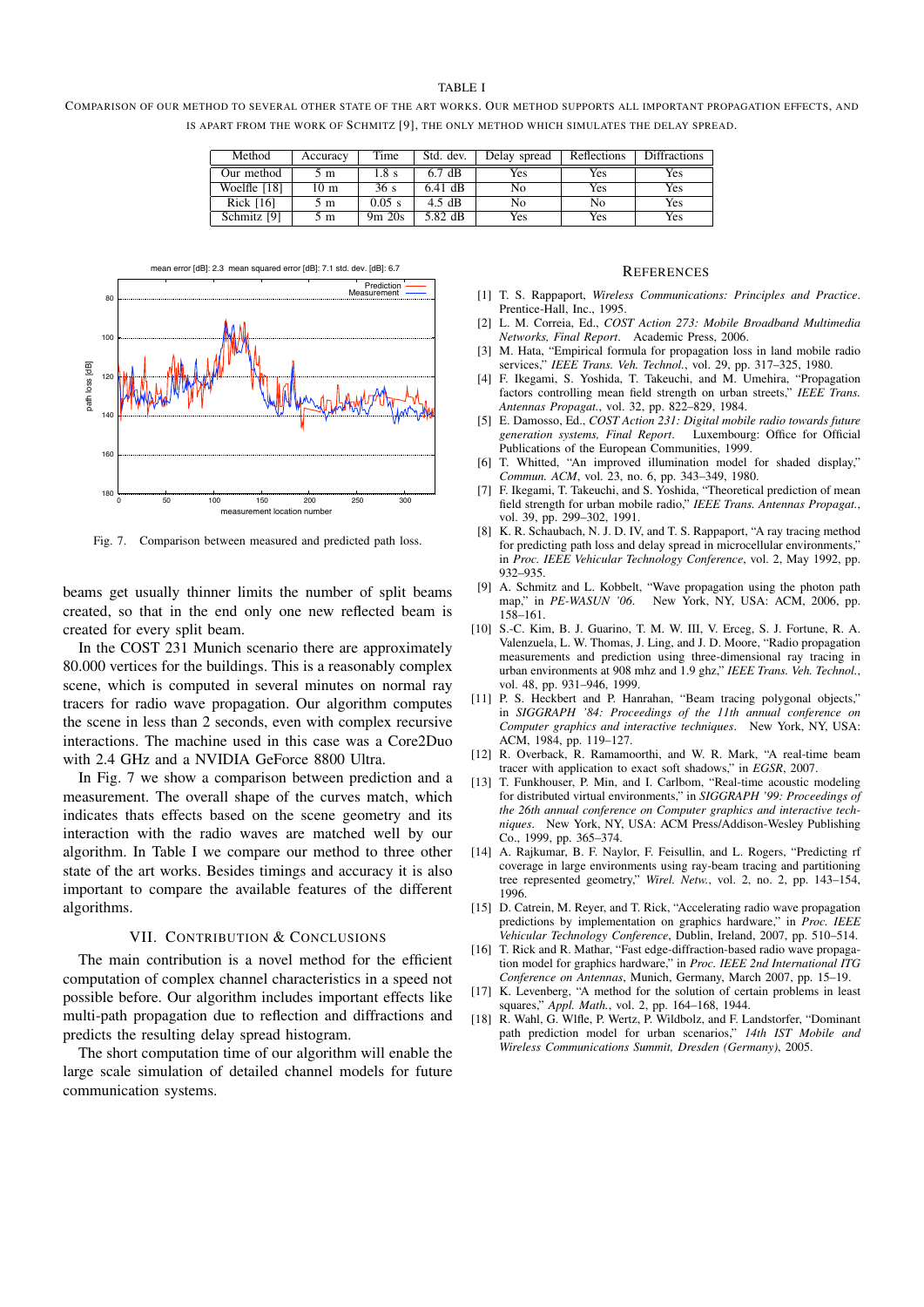TABLE I

COMPARISON OF OUR METHOD TO SEVERAL OTHER STATE OF THE ART WORKS. OUR METHOD SUPPORTS ALL IMPORTANT PROPAGATION EFFECTS, AND IS APART FROM THE WORK OF SCHMITZ [9], THE ONLY METHOD WHICH SIMULATES THE DELAY SPREAD.

| Method | Accuracy | Time | Std. dev. | Delay spread | Reflections | Diffractions |
|---|---|---|---|---|---|---|
| Our method | 5 m | 1.8 s | 6.7 dB | Yes | Yes | Yes |
| Woelfle [18] | 10 m | 36 s | 6.41 dB | No | Yes | Yes |
| Rick [16] | 5 m | 0.05 s | 4.5 dB | No | No | Yes |
| Schmitz [9] | 5 m | 9m 20s | 5.82 dB | Yes | Yes | Yes |

mean error [dB]: 2.3 mean squared error [dB]: 7.1 std. dev. [dB]: 6.7

Prediction
Measurement

path loss [dB]

80
100
120
140
160
180

0 50 100 150 200 250 300

measurement location number

Fig. 7. Comparison between measured and predicted path loss.

beams get usually thinner limits the number of split beams created, so that in the end only one new reflected beam is created for every split beam.

In the COST 231 Munich scenario there are approximately 80.000 vertices for the buildings. This is a reasonably complex scene, which is computed in several minutes on normal ray tracers for radio wave propagation. Our algorithm computes the scene in less than 2 seconds, even with complex recursive interactions. The machine used in this case was a Core2Duo with 2.4 GHz and a NVIDIA GeForce 8800 Ultra.

In Fig. 7 we show a comparison between prediction and a measurement. The overall shape of the curves match, which indicates thats effects based on the scene geometry and its interaction with the radio waves are matched well by our algorithm. In Table I we compare our method to three other state of the art works. Besides timings and accuracy it is also important to compare the available features of the different algorithms.

## VII. CONTRIBUTION & CONCLUSIONS

The main contribution is a novel method for the efficient computation of complex channel characteristics in a speed not possible before. Our algorithm includes important effects like multi-path propagation due to reflection and diffractions and predicts the resulting delay spread histogram.

The short computation time of our algorithm will enable the large scale simulation of detailed channel models for future communication systems.

## REFERENCES

[1] T. S. Rappaport, *Wireless Communications: Principles and Practice*. Prentice-Hall, Inc., 1995.

[2] L. M. Correia, Ed., *COST Action 273: Mobile Broadband Multimedia Networks, Final Report*. Academic Press, 2006.

[3] M. Hata, "Empirical formula for propagation loss in land mobile radio services," *IEEE Trans. Veh. Technol.*, vol. 29, pp. 317–325, 1980.

[4] F. Ikegami, S. Yoshida, T. Takeuchi, and M. Umehira, "Propagation factors controlling mean field strength on urban streets," *IEEE Trans. Antennas Propagat.*, vol. 32, pp. 822–829, 1984.

[5] E. Damosso, Ed., *COST Action 231: Digital mobile radio towards future generation systems, Final Report*. Luxembourg: Office for Official Publications of the European Communities, 1999.

[6] T. Whitted, "An improved illumination model for shaded display," *Commun. ACM*, vol. 23, no. 6, pp. 343–349, 1980.

[7] F. Ikegami, T. Takeuchi, and S. Yoshida, "Theoretical prediction of mean field strength for urban mobile radio," *IEEE Trans. Antennas Propagat.*, vol. 39, pp. 299–302, 1991.

[8] K. R. Schaubach, N. J. D. IV, and T. S. Rappaport, "A ray tracing method for predicting path loss and delay spread in microcellular environments," in *Proc. IEEE Vehicular Technology Conference*, vol. 2, May 1992, pp. 932–935.

[9] A. Schmitz and L. Kobbelt, "Wave propagation using the photon path map," in *PE-WASUN '06*. New York, NY, USA: ACM, 2006, pp. 158–161.

[10] S.-C. Kim, B. J. Guarino, T. M. W. III, V. Erceg, S. J. Fortune, R. A. Valenzuela, L. W. Thomas, J. Ling, and J. D. Moore, "Radio propagation measurements and prediction using three-dimensional ray tracing in urban environments at 908 mhz and 1.9 ghz," *IEEE Trans. Veh. Technol.*, vol. 48, pp. 931–946, 1999.

[11] P. S. Heckbert and P. Hanrahan, "Beam tracing polygonal objects," in *SIGGRAPH '84: Proceedings of the 11th annual conference on Computer graphics and interactive techniques*. New York, NY, USA: ACM, 1984, pp. 119–127.

[12] R. Overback, R. Ramamoorthi, and W. R. Mark, "A real-time beam tracer with application to exact soft shadows," in *EGSR*, 2007.

[13] T. Funkhouser, P. Min, and I. Carlbom, "Real-time acoustic modeling for distributed virtual environments," in *SIGGRAPH '99: Proceedings of the 26th annual conference on Computer graphics and interactive techniques*. New York, NY, USA: ACM Press/Addison-Wesley Publishing Co., 1999, pp. 365–374.

[14] A. Rajkumar, B. F. Naylor, F. Feisullin, and L. Rogers, "Predicting rf coverage in large environments using ray-beam tracing and partitioning tree represented geometry," *Wirel. Netw.*, vol. 2, no. 2, pp. 143–154, 1996.

[15] D. Catrein, M. Reyer, and T. Rick, "Accelerating radio wave propagation predictions by implementation on graphics hardware," in *Proc. IEEE Vehicular Technology Conference*, Dublin, Ireland, 2007, pp. 510–514.

[16] T. Rick and R. Mathar, "Fast edge-diffraction-based radio wave propagation model for graphics hardware," in *Proc. IEEE 2nd International ITG Conference on Antennas*, Munich, Germany, March 2007, pp. 15–19.

[17] K. Levenberg, "A method for the solution of certain problems in least squares," *Appl. Math.*, vol. 2, pp. 164–168, 1944.

[18] R. Wahl, G. Wlfle, P. Wertz, P. Wildbolz, and F. Landstorfer, "Dominant path prediction model for urban scenarios," *14th IST Mobile and Wireless Communications Summit, Dresden (Germany)*, 2005.